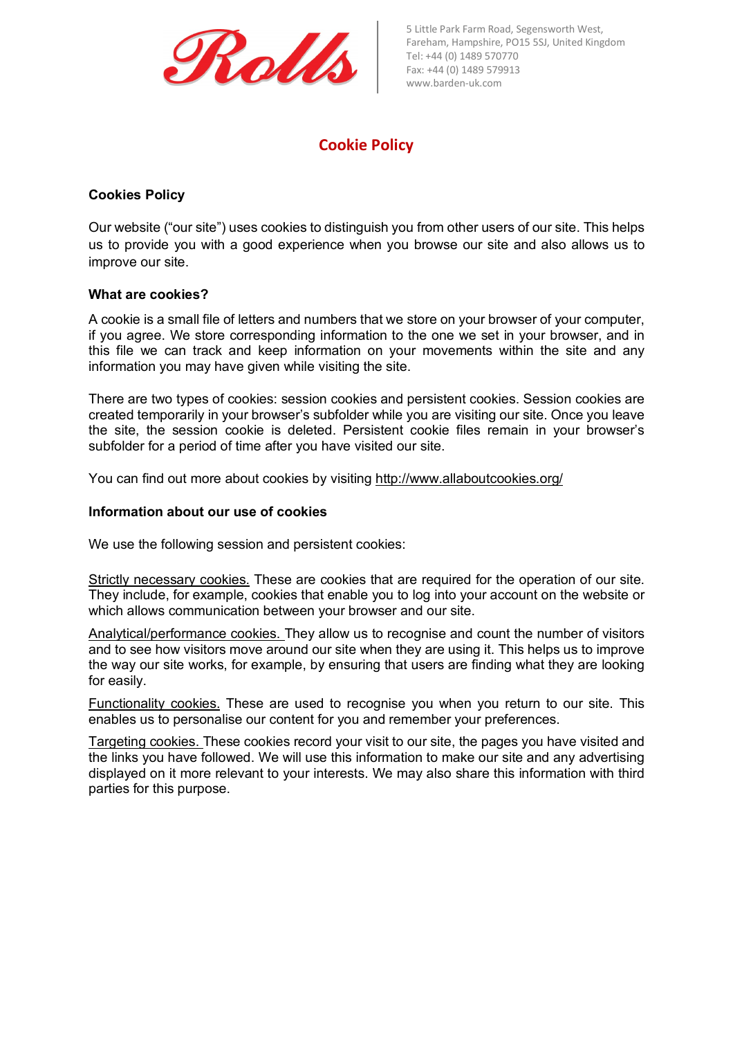Rolls

5 Little Park Farm Road, Segensworth West,
Fareham, Hampshire, PO15 5SJ, United Kingdom
Tel: +44 (0) 1489 570770
Fax: +44 (0) 1489 579913
www.barden-uk.com

# Cookie Policy

## Cookies Policy

Our website ("our site") uses cookies to distinguish you from other users of our site. This helps us to provide you with a good experience when you browse our site and also allows us to improve our site.

### What are cookies?

A cookie is a small file of letters and numbers that we store on your browser of your computer, if you agree. We store corresponding information to the one we set in your browser, and in this file we can track and keep information on your movements within the site and any information you may have given while visiting the site.

There are two types of cookies: session cookies and persistent cookies. Session cookies are created temporarily in your browser's subfolder while you are visiting our site. Once you leave the site, the session cookie is deleted. Persistent cookie files remain in your browser's subfolder for a period of time after you have visited our site.

You can find out more about cookies by visiting http://www.allaboutcookies.org/

### Information about our use of cookies

We use the following session and persistent cookies:

Strictly necessary cookies. These are cookies that are required for the operation of our site. They include, for example, cookies that enable you to log into your account on the website or which allows communication between your browser and our site.

Analytical/performance cookies. They allow us to recognise and count the number of visitors and to see how visitors move around our site when they are using it. This helps us to improve the way our site works, for example, by ensuring that users are finding what they are looking for easily.

Functionality cookies. These are used to recognise you when you return to our site. This enables us to personalise our content for you and remember your preferences.

Targeting cookies. These cookies record your visit to our site, the pages you have visited and the links you have followed. We will use this information to make our site and any advertising displayed on it more relevant to your interests. We may also share this information with third parties for this purpose.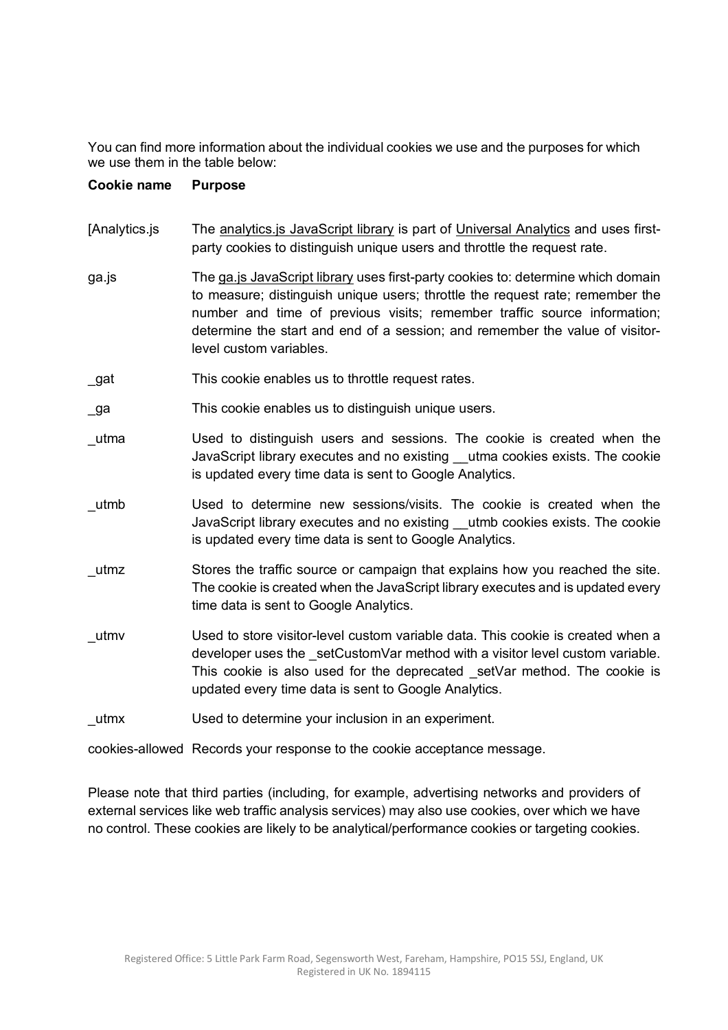You can find more information about the individual cookies we use and the purposes for which we use them in the table below:

| Cookie name | Purpose |
| --- | --- |
| [Analytics.js | The analytics.js JavaScript library is part of Universal Analytics and uses first-party cookies to distinguish unique users and throttle the request rate. |
| ga.js | The ga.js JavaScript library uses first-party cookies to: determine which domain to measure; distinguish unique users; throttle the request rate; remember the number and time of previous visits; remember traffic source information; determine the start and end of a session; and remember the value of visitor-level custom variables. |
| _gat | This cookie enables us to throttle request rates. |
| _ga | This cookie enables us to distinguish unique users. |
| _utma | Used to distinguish users and sessions. The cookie is created when the JavaScript library executes and no existing __utma cookies exists. The cookie is updated every time data is sent to Google Analytics. |
| _utmb | Used to determine new sessions/visits. The cookie is created when the JavaScript library executes and no existing __utmb cookies exists. The cookie is updated every time data is sent to Google Analytics. |
| _utmz | Stores the traffic source or campaign that explains how you reached the site. The cookie is created when the JavaScript library executes and is updated every time data is sent to Google Analytics. |
| _utmv | Used to store visitor-level custom variable data. This cookie is created when a developer uses the _setCustomVar method with a visitor level custom variable. This cookie is also used for the deprecated _setVar method. The cookie is updated every time data is sent to Google Analytics. |
| _utmx | Used to determine your inclusion in an experiment. |
| cookies-allowed | Records your response to the cookie acceptance message. |

Please note that third parties (including, for example, advertising networks and providers of external services like web traffic analysis services) may also use cookies, over which we have no control. These cookies are likely to be analytical/performance cookies or targeting cookies.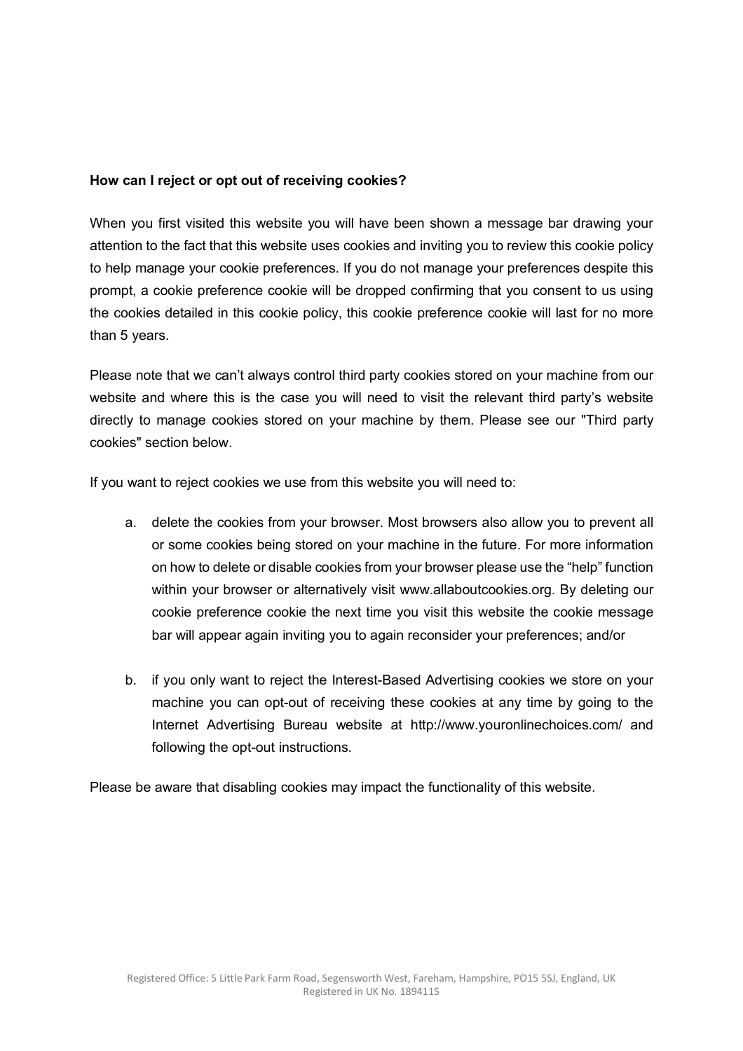**How can I reject or opt out of receiving cookies?**

When you first visited this website you will have been shown a message bar drawing your attention to the fact that this website uses cookies and inviting you to review this cookie policy to help manage your cookie preferences. If you do not manage your preferences despite this prompt, a cookie preference cookie will be dropped confirming that you consent to us using the cookies detailed in this cookie policy, this cookie preference cookie will last for no more than 5 years.

Please note that we can't always control third party cookies stored on your machine from our website and where this is the case you will need to visit the relevant third party's website directly to manage cookies stored on your machine by them. Please see our "Third party cookies" section below.

If you want to reject cookies we use from this website you will need to:

a. delete the cookies from your browser. Most browsers also allow you to prevent all or some cookies being stored on your machine in the future. For more information on how to delete or disable cookies from your browser please use the "help" function within your browser or alternatively visit www.allaboutcookies.org. By deleting our cookie preference cookie the next time you visit this website the cookie message bar will appear again inviting you to again reconsider your preferences; and/or

b. if you only want to reject the Interest-Based Advertising cookies we store on your machine you can opt-out of receiving these cookies at any time by going to the Internet Advertising Bureau website at http://www.youronlinechoices.com/ and following the opt-out instructions.

Please be aware that disabling cookies may impact the functionality of this website.